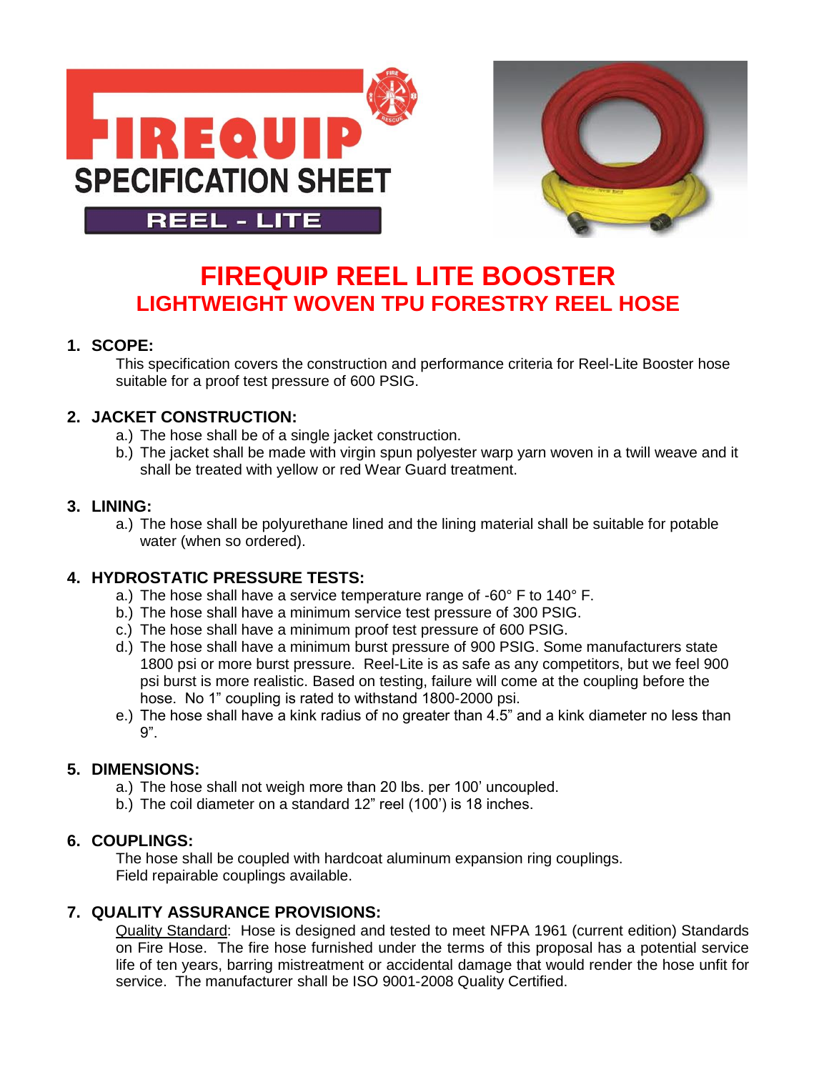FIREQUIP

SPECIFICATION SHEET

REEL - LITE

# FIREQUIP REEL LITE BOOSTER
## LIGHTWEIGHT WOVEN TPU FORESTRY REEL HOSE

### 1. SCOPE:

This specification covers the construction and performance criteria for Reel-Lite Booster hose suitable for a proof test pressure of 600 PSIG.

### 2. JACKET CONSTRUCTION:

a.) The hose shall be of a single jacket construction.
b.) The jacket shall be made with virgin spun polyester warp yarn woven in a twill weave and it shall be treated with yellow or red Wear Guard treatment.

### 3. LINING:

a.) The hose shall be polyurethane lined and the lining material shall be suitable for potable water (when so ordered).

### 4. HYDROSTATIC PRESSURE TESTS:

a.) The hose shall have a service temperature range of -60° F to 140° F.
b.) The hose shall have a minimum service test pressure of 300 PSIG.
c.) The hose shall have a minimum proof test pressure of 600 PSIG.
d.) The hose shall have a minimum burst pressure of 900 PSIG. Some manufacturers state 1800 psi or more burst pressure. Reel-Lite is as safe as any competitors, but we feel 900 psi burst is more realistic. Based on testing, failure will come at the coupling before the hose. No 1" coupling is rated to withstand 1800-2000 psi.
e.) The hose shall have a kink radius of no greater than 4.5" and a kink diameter no less than 9".

### 5. DIMENSIONS:

a.) The hose shall not weigh more than 20 lbs. per 100' uncoupled.
b.) The coil diameter on a standard 12" reel (100') is 18 inches.

### 6. COUPLINGS:

The hose shall be coupled with hardcoat aluminum expansion ring couplings.
Field repairable couplings available.

### 7. QUALITY ASSURANCE PROVISIONS:

Quality Standard: Hose is designed and tested to meet NFPA 1961 (current edition) Standards on Fire Hose. The fire hose furnished under the terms of this proposal has a potential service life of ten years, barring mistreatment or accidental damage that would render the hose unfit for service. The manufacturer shall be ISO 9001-2008 Quality Certified.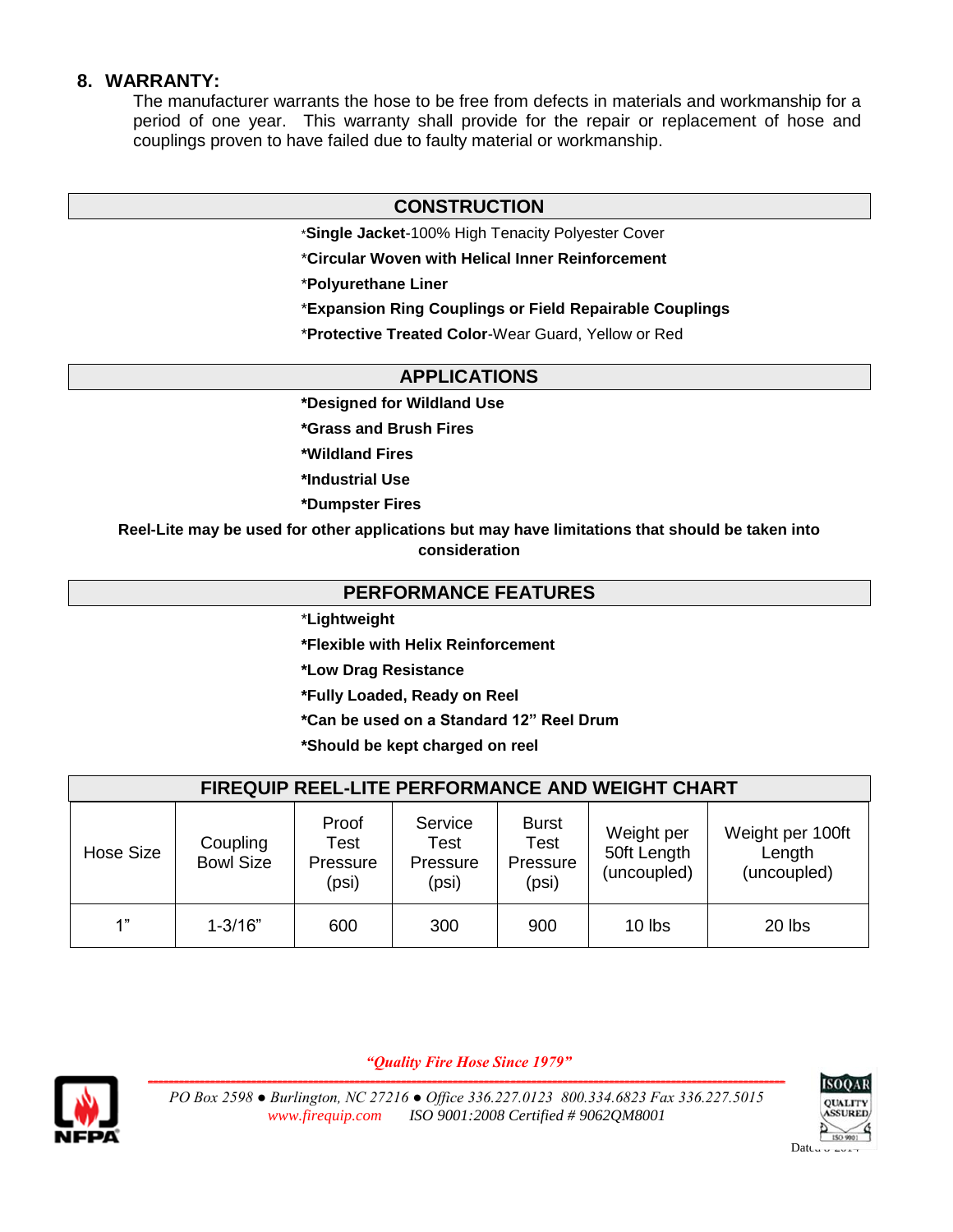## 8. WARRANTY:

The manufacturer warrants the hose to be free from defects in materials and workmanship for a period of one year. This warranty shall provide for the repair or replacement of hose and couplings proven to have failed due to faulty material or workmanship.

## CONSTRUCTION

*__Single Jacket__-100% High Tenacity Polyester Cover

*__Circular Woven with Helical Inner Reinforcement__

*__Polyurethane Liner__

*__Expansion Ring Couplings or Field Repairable Couplings__

*__Protective Treated Color__-Wear Guard, Yellow or Red

## APPLICATIONS

**\*Designed for Wildland Use**

**\*Grass and Brush Fires**

**\*Wildland Fires**

**\*Industrial Use**

**\*Dumpster Fires**

**Reel-Lite may be used for other applications but may have limitations that should be taken into consideration**

## PERFORMANCE FEATURES

*__Lightweight__

**\*Flexible with Helix Reinforcement**

**\*Low Drag Resistance**

**\*Fully Loaded, Ready on Reel**

**\*Can be used on a Standard 12" Reel Drum**

**\*Should be kept charged on reel**

## FIREQUIP REEL-LITE PERFORMANCE AND WEIGHT CHART

| Hose Size | Coupling Bowl Size | Proof Test Pressure (psi) | Service Test Pressure (psi) | Burst Test Pressure (psi) | Weight per 50ft Length (uncoupled) | Weight per 100ft Length (uncoupled) |
|---|---|---|---|---|---|---|
| 1" | 1-3/16" | 600 | 300 | 900 | 10 lbs | 20 lbs |

*"Quality Fire Hose Since 1979"*

*PO Box 2598 ● Burlington, NC 27216 ● Office 336.227.0123 800.334.6823 Fax 336.227.5015*
*www.firequip.com ISO 9001:2008 Certified # 9062QM8001*